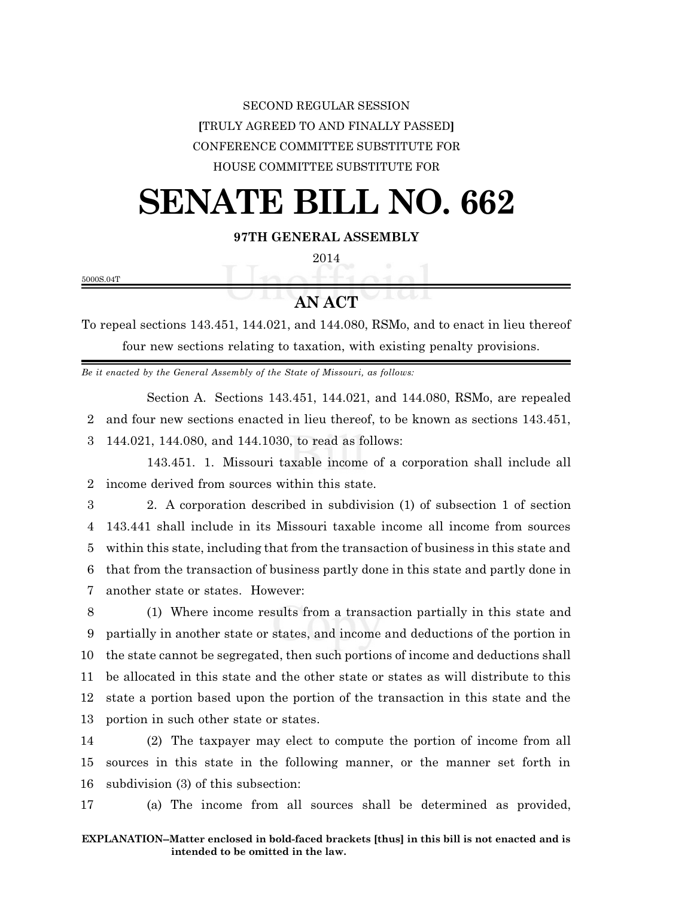SECOND REGULAR SESSION

**[**TRULY AGREED TO AND FINALLY PASSED**]**

CONFERENCE COMMITTEE SUBSTITUTE FOR

HOUSE COMMITTEE SUBSTITUTE FOR

# SENATE BILL NO. 662

**97TH GENERAL ASSEMBLY**

2014

5000S.04T

## AN ACT

To repeal sections 143.451, 144.021, and 144.080, RSMo, and to enact in lieu thereof four new sections relating to taxation, with existing penalty provisions.

*Be it enacted by the General Assembly of the State of Missouri, as follows:*

Section A. Sections 143.451, 144.021, and 144.080, RSMo, are repealed and four new sections enacted in lieu thereof, to be known as sections 143.451, 144.021, 144.080, and 144.1030, to read as follows:

143.451. 1. Missouri taxable income of a corporation shall include all income derived from sources within this state.

2. A corporation described in subdivision (1) of subsection 1 of section 143.441 shall include in its Missouri taxable income all income from sources within this state, including that from the transaction of business in this state and that from the transaction of business partly done in this state and partly done in another state or states. However:

(1) Where income results from a transaction partially in this state and partially in another state or states, and income and deductions of the portion in the state cannot be segregated, then such portions of income and deductions shall be allocated in this state and the other state or states as will distribute to this state a portion based upon the portion of the transaction in this state and the portion in such other state or states.

(2) The taxpayer may elect to compute the portion of income from all sources in this state in the following manner, or the manner set forth in subdivision (3) of this subsection:

(a) The income from all sources shall be determined as provided,

**EXPLANATION–Matter enclosed in bold-faced brackets [thus] in this bill is not enacted and is intended to be omitted in the law.**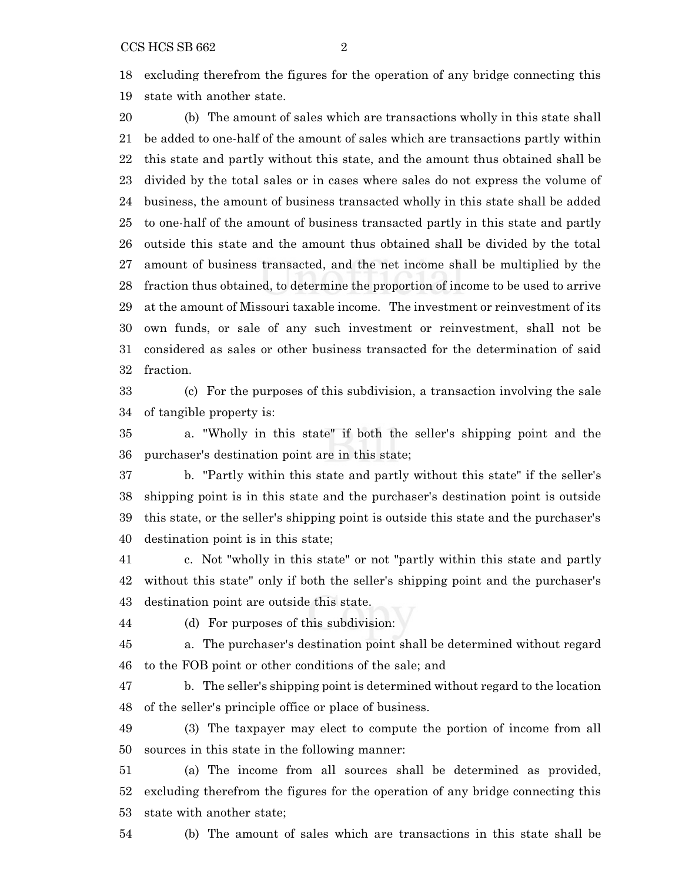excluding therefrom the figures for the operation of any bridge connecting this state with another state.

(b) The amount of sales which are transactions wholly in this state shall be added to one-half of the amount of sales which are transactions partly within this state and partly without this state, and the amount thus obtained shall be divided by the total sales or in cases where sales do not express the volume of business, the amount of business transacted wholly in this state shall be added to one-half of the amount of business transacted partly in this state and partly outside this state and the amount thus obtained shall be divided by the total amount of business transacted, and the net income shall be multiplied by the fraction thus obtained, to determine the proportion of income to be used to arrive at the amount of Missouri taxable income. The investment or reinvestment of its own funds, or sale of any such investment or reinvestment, shall not be considered as sales or other business transacted for the determination of said fraction.

(c) For the purposes of this subdivision, a transaction involving the sale of tangible property is:

a. "Wholly in this state" if both the seller's shipping point and the purchaser's destination point are in this state;

b. "Partly within this state and partly without this state" if the seller's shipping point is in this state and the purchaser's destination point is outside this state, or the seller's shipping point is outside this state and the purchaser's destination point is in this state;

c. Not "wholly in this state" or not "partly within this state and partly without this state" only if both the seller's shipping point and the purchaser's destination point are outside this state.

(d) For purposes of this subdivision:

a. The purchaser's destination point shall be determined without regard to the FOB point or other conditions of the sale; and

b. The seller's shipping point is determined without regard to the location of the seller's principle office or place of business.

(3) The taxpayer may elect to compute the portion of income from all sources in this state in the following manner:

(a) The income from all sources shall be determined as provided, excluding therefrom the figures for the operation of any bridge connecting this state with another state;

(b) The amount of sales which are transactions in this state shall be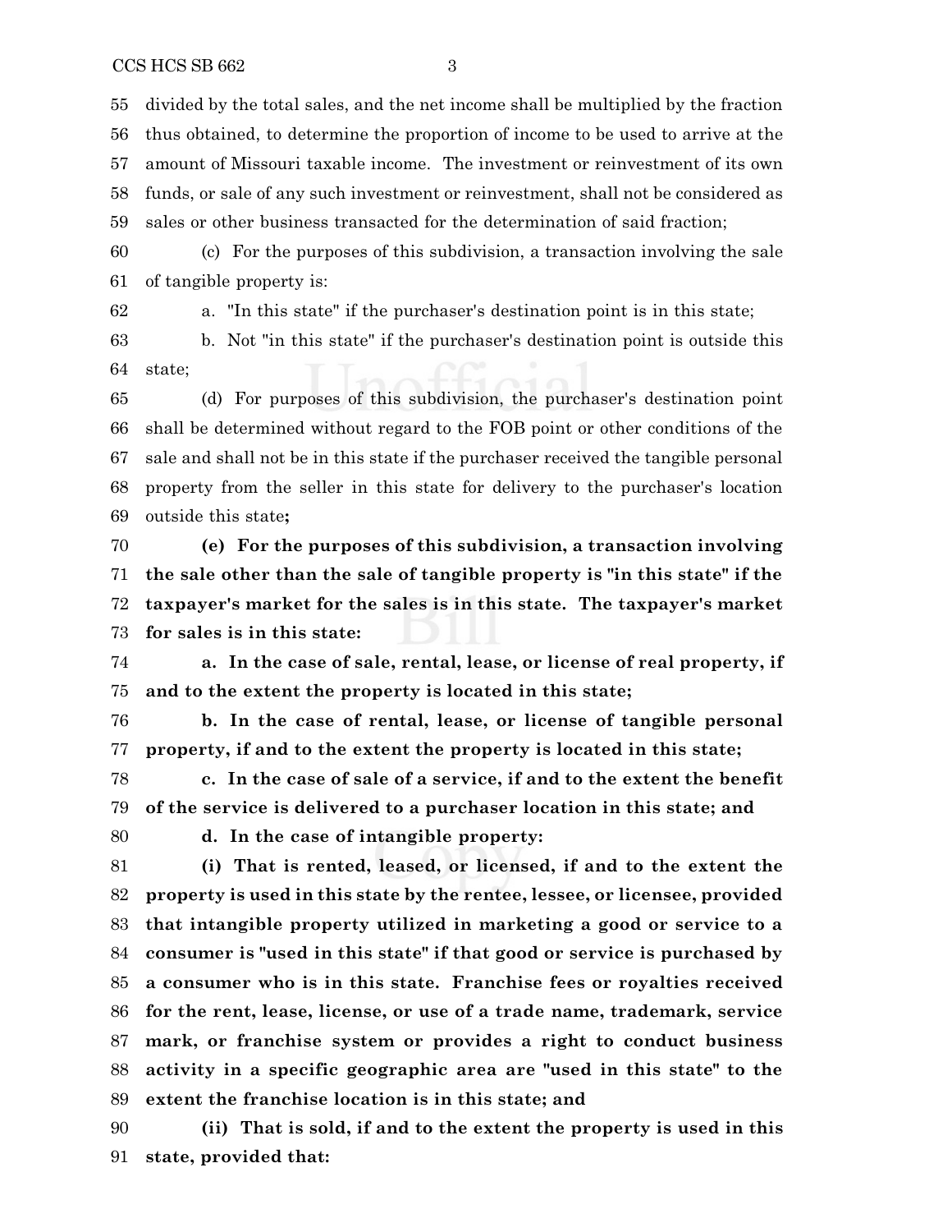divided by the total sales, and the net income shall be multiplied by the fraction thus obtained, to determine the proportion of income to be used to arrive at the amount of Missouri taxable income. The investment or reinvestment of its own funds, or sale of any such investment or reinvestment, shall not be considered as sales or other business transacted for the determination of said fraction;

(c) For the purposes of this subdivision, a transaction involving the sale of tangible property is:

a. "In this state" if the purchaser's destination point is in this state;

b. Not "in this state" if the purchaser's destination point is outside this state;

(d) For purposes of this subdivision, the purchaser's destination point shall be determined without regard to the FOB point or other conditions of the sale and shall not be in this state if the purchaser received the tangible personal property from the seller in this state for delivery to the purchaser's location outside this state**;**

**(e) For the purposes of this subdivision, a transaction involving the sale other than the sale of tangible property is "in this state" if the taxpayer's market for the sales is in this state. The taxpayer's market for sales is in this state:**

**a. In the case of sale, rental, lease, or license of real property, if and to the extent the property is located in this state;**

**b. In the case of rental, lease, or license of tangible personal property, if and to the extent the property is located in this state;**

**c. In the case of sale of a service, if and to the extent the benefit of the service is delivered to a purchaser location in this state; and**

**d. In the case of intangible property:**

**(i) That is rented, leased, or licensed, if and to the extent the property is used in this state by the rentee, lessee, or licensee, provided that intangible property utilized in marketing a good or service to a consumer is "used in this state" if that good or service is purchased by a consumer who is in this state. Franchise fees or royalties received for the rent, lease, license, or use of a trade name, trademark, service mark, or franchise system or provides a right to conduct business activity in a specific geographic area are "used in this state" to the extent the franchise location is in this state; and**

**(ii) That is sold, if and to the extent the property is used in this state, provided that:**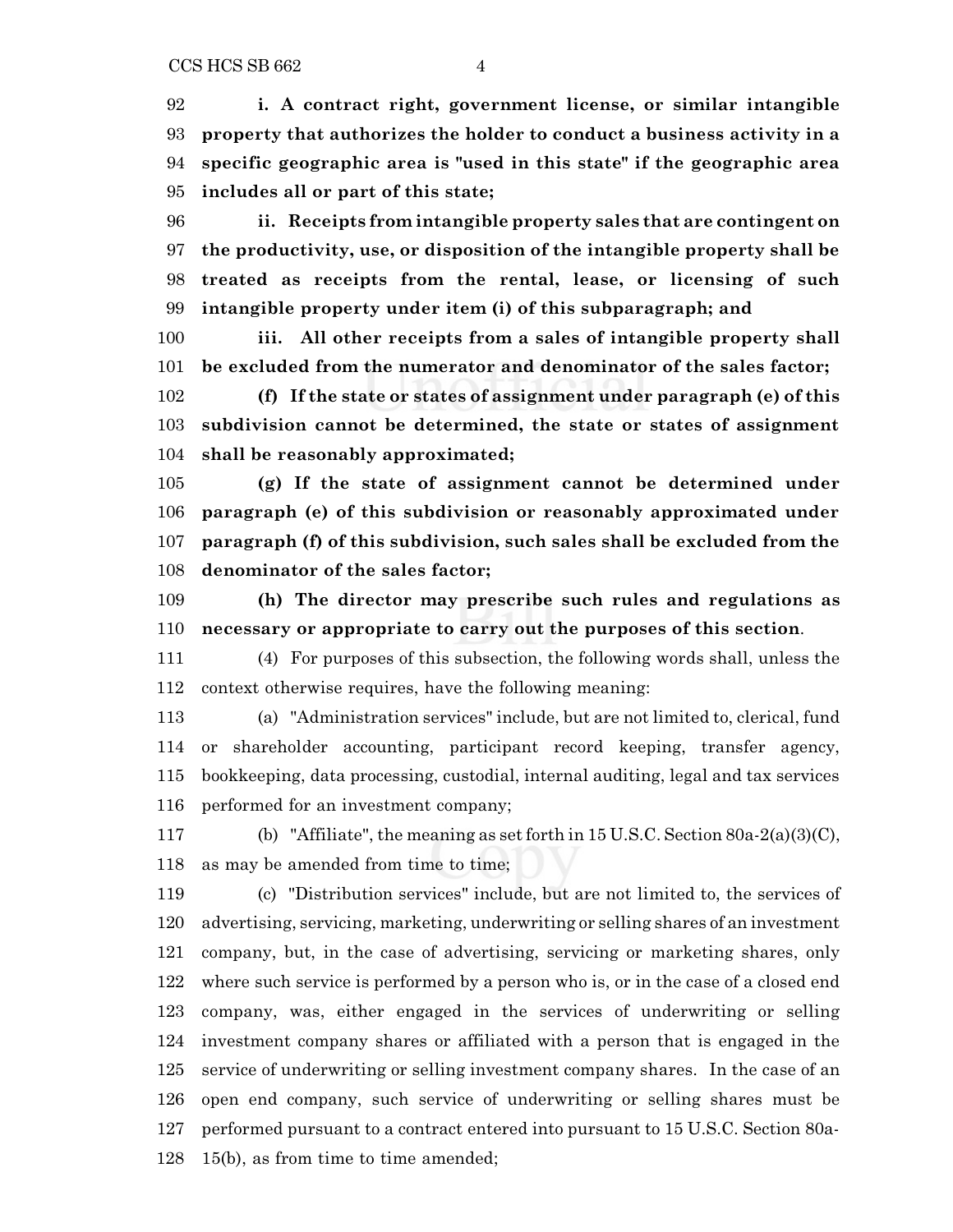**i. A contract right, government license, or similar intangible property that authorizes the holder to conduct a business activity in a specific geographic area is "used in this state" if the geographic area includes all or part of this state;**

**ii. Receipts from intangible property sales that are contingent on the productivity, use, or disposition of the intangible property shall be treated as receipts from the rental, lease, or licensing of such intangible property under item (i) of this subparagraph; and**

**iii. All other receipts from a sales of intangible property shall be excluded from the numerator and denominator of the sales factor;**

**(f) If the state or states of assignment under paragraph (e) of this subdivision cannot be determined, the state or states of assignment shall be reasonably approximated;**

**(g) If the state of assignment cannot be determined under paragraph (e) of this subdivision or reasonably approximated under paragraph (f) of this subdivision, such sales shall be excluded from the denominator of the sales factor;**

**(h) The director may prescribe such rules and regulations as necessary or appropriate to carry out the purposes of this section**.

(4) For purposes of this subsection, the following words shall, unless the context otherwise requires, have the following meaning:

(a) "Administration services" include, but are not limited to, clerical, fund or shareholder accounting, participant record keeping, transfer agency, bookkeeping, data processing, custodial, internal auditing, legal and tax services performed for an investment company;

(b) "Affiliate", the meaning as set forth in 15 U.S.C. Section 80a-2(a)(3)(C), as may be amended from time to time;

(c) "Distribution services" include, but are not limited to, the services of advertising, servicing, marketing, underwriting or selling shares of an investment company, but, in the case of advertising, servicing or marketing shares, only where such service is performed by a person who is, or in the case of a closed end company, was, either engaged in the services of underwriting or selling investment company shares or affiliated with a person that is engaged in the service of underwriting or selling investment company shares. In the case of an open end company, such service of underwriting or selling shares must be performed pursuant to a contract entered into pursuant to 15 U.S.C. Section 80a-15(b), as from time to time amended;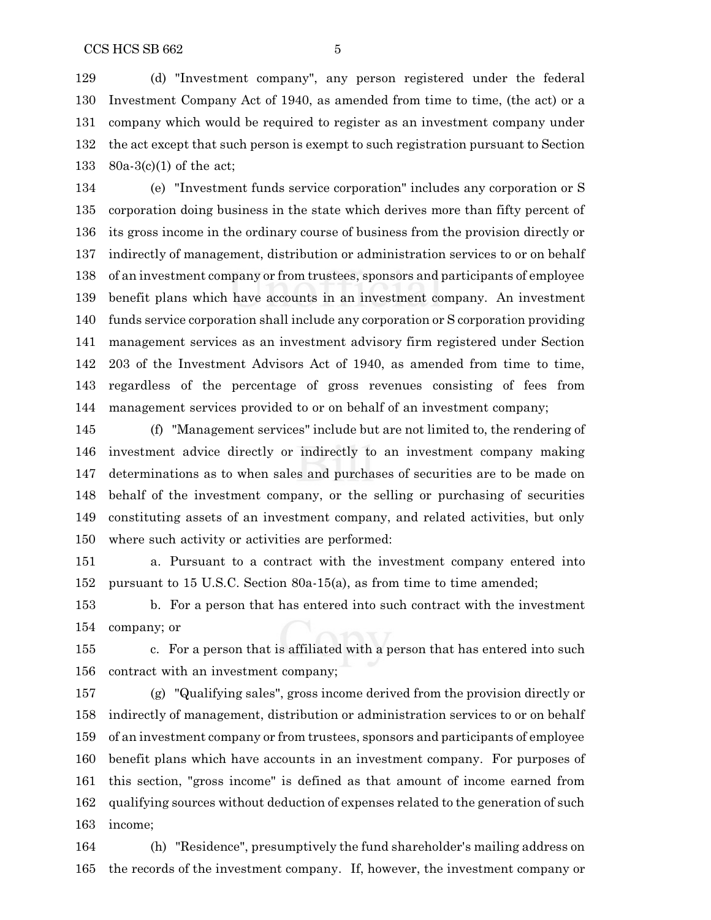(d) "Investment company", any person registered under the federal Investment Company Act of 1940, as amended from time to time, (the act) or a company which would be required to register as an investment company under the act except that such person is exempt to such registration pursuant to Section 80a-3(c)(1) of the act;

(e) "Investment funds service corporation" includes any corporation or S corporation doing business in the state which derives more than fifty percent of its gross income in the ordinary course of business from the provision directly or indirectly of management, distribution or administration services to or on behalf of an investment company or from trustees, sponsors and participants of employee benefit plans which have accounts in an investment company. An investment funds service corporation shall include any corporation or S corporation providing management services as an investment advisory firm registered under Section 203 of the Investment Advisors Act of 1940, as amended from time to time, regardless of the percentage of gross revenues consisting of fees from management services provided to or on behalf of an investment company;

(f) "Management services" include but are not limited to, the rendering of investment advice directly or indirectly to an investment company making determinations as to when sales and purchases of securities are to be made on behalf of the investment company, or the selling or purchasing of securities constituting assets of an investment company, and related activities, but only where such activity or activities are performed:

a. Pursuant to a contract with the investment company entered into pursuant to 15 U.S.C. Section 80a-15(a), as from time to time amended;

b. For a person that has entered into such contract with the investment company; or

c. For a person that is affiliated with a person that has entered into such contract with an investment company;

(g) "Qualifying sales", gross income derived from the provision directly or indirectly of management, distribution or administration services to or on behalf of an investment company or from trustees, sponsors and participants of employee benefit plans which have accounts in an investment company. For purposes of this section, "gross income" is defined as that amount of income earned from qualifying sources without deduction of expenses related to the generation of such income;

(h) "Residence", presumptively the fund shareholder's mailing address on the records of the investment company. If, however, the investment company or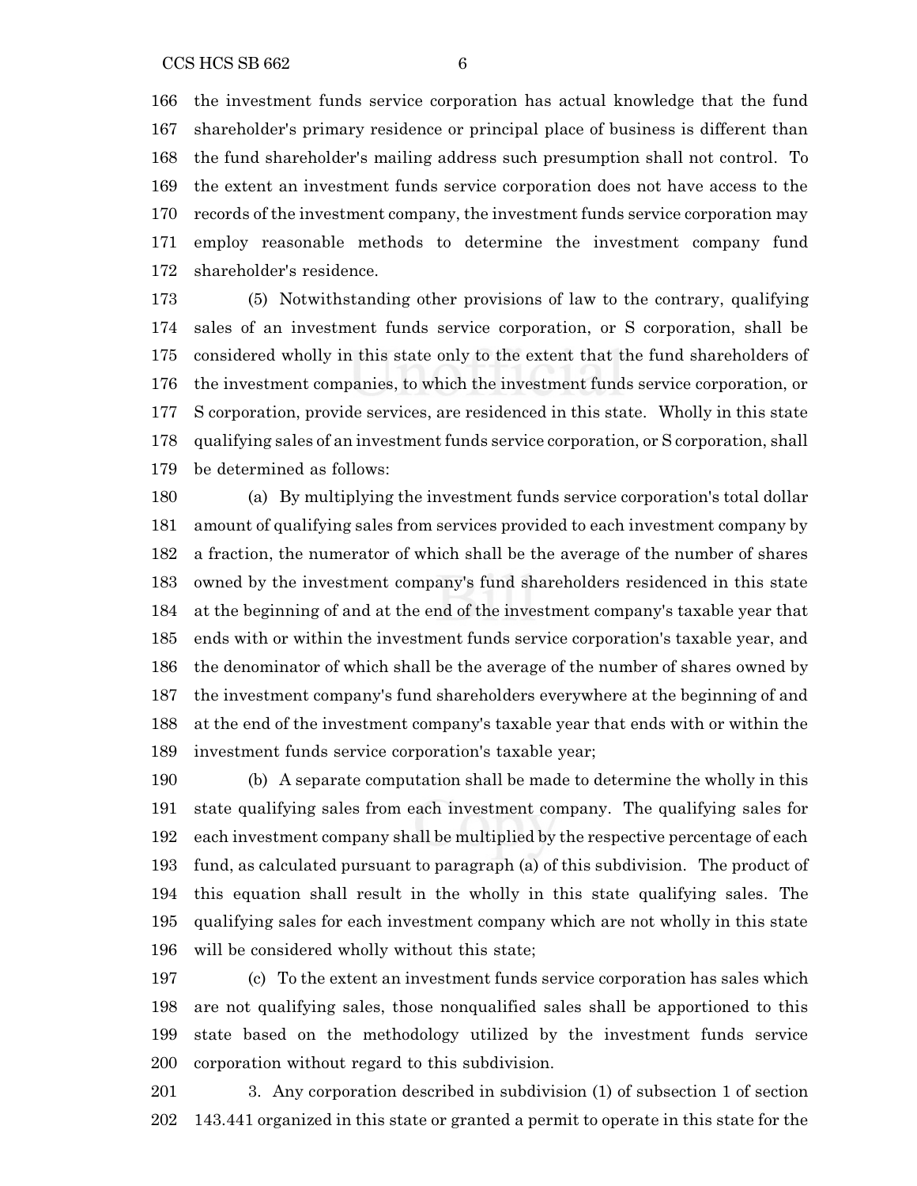the investment funds service corporation has actual knowledge that the fund shareholder's primary residence or principal place of business is different than the fund shareholder's mailing address such presumption shall not control. To the extent an investment funds service corporation does not have access to the records of the investment company, the investment funds service corporation may employ reasonable methods to determine the investment company fund shareholder's residence.

(5) Notwithstanding other provisions of law to the contrary, qualifying sales of an investment funds service corporation, or S corporation, shall be considered wholly in this state only to the extent that the fund shareholders of the investment companies, to which the investment funds service corporation, or S corporation, provide services, are residenced in this state. Wholly in this state qualifying sales of an investment funds service corporation, or S corporation, shall be determined as follows:

(a) By multiplying the investment funds service corporation's total dollar amount of qualifying sales from services provided to each investment company by a fraction, the numerator of which shall be the average of the number of shares owned by the investment company's fund shareholders residenced in this state at the beginning of and at the end of the investment company's taxable year that ends with or within the investment funds service corporation's taxable year, and the denominator of which shall be the average of the number of shares owned by the investment company's fund shareholders everywhere at the beginning of and at the end of the investment company's taxable year that ends with or within the investment funds service corporation's taxable year;

(b) A separate computation shall be made to determine the wholly in this state qualifying sales from each investment company. The qualifying sales for each investment company shall be multiplied by the respective percentage of each fund, as calculated pursuant to paragraph (a) of this subdivision. The product of this equation shall result in the wholly in this state qualifying sales. The qualifying sales for each investment company which are not wholly in this state will be considered wholly without this state;

(c) To the extent an investment funds service corporation has sales which are not qualifying sales, those nonqualified sales shall be apportioned to this state based on the methodology utilized by the investment funds service corporation without regard to this subdivision.

3. Any corporation described in subdivision (1) of subsection 1 of section 143.441 organized in this state or granted a permit to operate in this state for the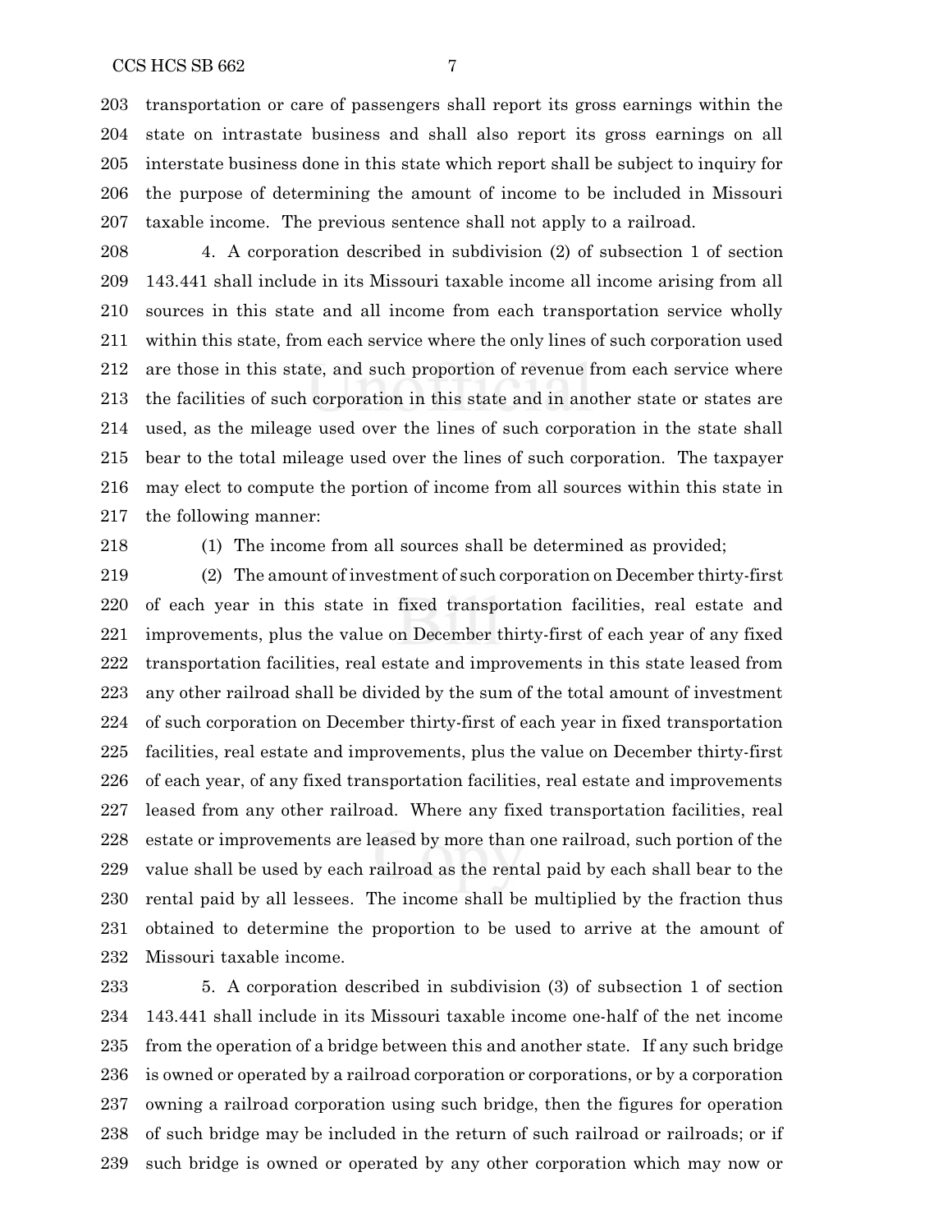transportation or care of passengers shall report its gross earnings within the state on intrastate business and shall also report its gross earnings on all interstate business done in this state which report shall be subject to inquiry for the purpose of determining the amount of income to be included in Missouri taxable income. The previous sentence shall not apply to a railroad.

4. A corporation described in subdivision (2) of subsection 1 of section 143.441 shall include in its Missouri taxable income all income arising from all sources in this state and all income from each transportation service wholly within this state, from each service where the only lines of such corporation used are those in this state, and such proportion of revenue from each service where the facilities of such corporation in this state and in another state or states are used, as the mileage used over the lines of such corporation in the state shall bear to the total mileage used over the lines of such corporation. The taxpayer may elect to compute the portion of income from all sources within this state in the following manner:

(1) The income from all sources shall be determined as provided;

(2) The amount of investment of such corporation on December thirty-first of each year in this state in fixed transportation facilities, real estate and improvements, plus the value on December thirty-first of each year of any fixed transportation facilities, real estate and improvements in this state leased from any other railroad shall be divided by the sum of the total amount of investment of such corporation on December thirty-first of each year in fixed transportation facilities, real estate and improvements, plus the value on December thirty-first of each year, of any fixed transportation facilities, real estate and improvements leased from any other railroad. Where any fixed transportation facilities, real estate or improvements are leased by more than one railroad, such portion of the value shall be used by each railroad as the rental paid by each shall bear to the rental paid by all lessees. The income shall be multiplied by the fraction thus obtained to determine the proportion to be used to arrive at the amount of Missouri taxable income.

5. A corporation described in subdivision (3) of subsection 1 of section 143.441 shall include in its Missouri taxable income one-half of the net income from the operation of a bridge between this and another state. If any such bridge is owned or operated by a railroad corporation or corporations, or by a corporation owning a railroad corporation using such bridge, then the figures for operation of such bridge may be included in the return of such railroad or railroads; or if such bridge is owned or operated by any other corporation which may now or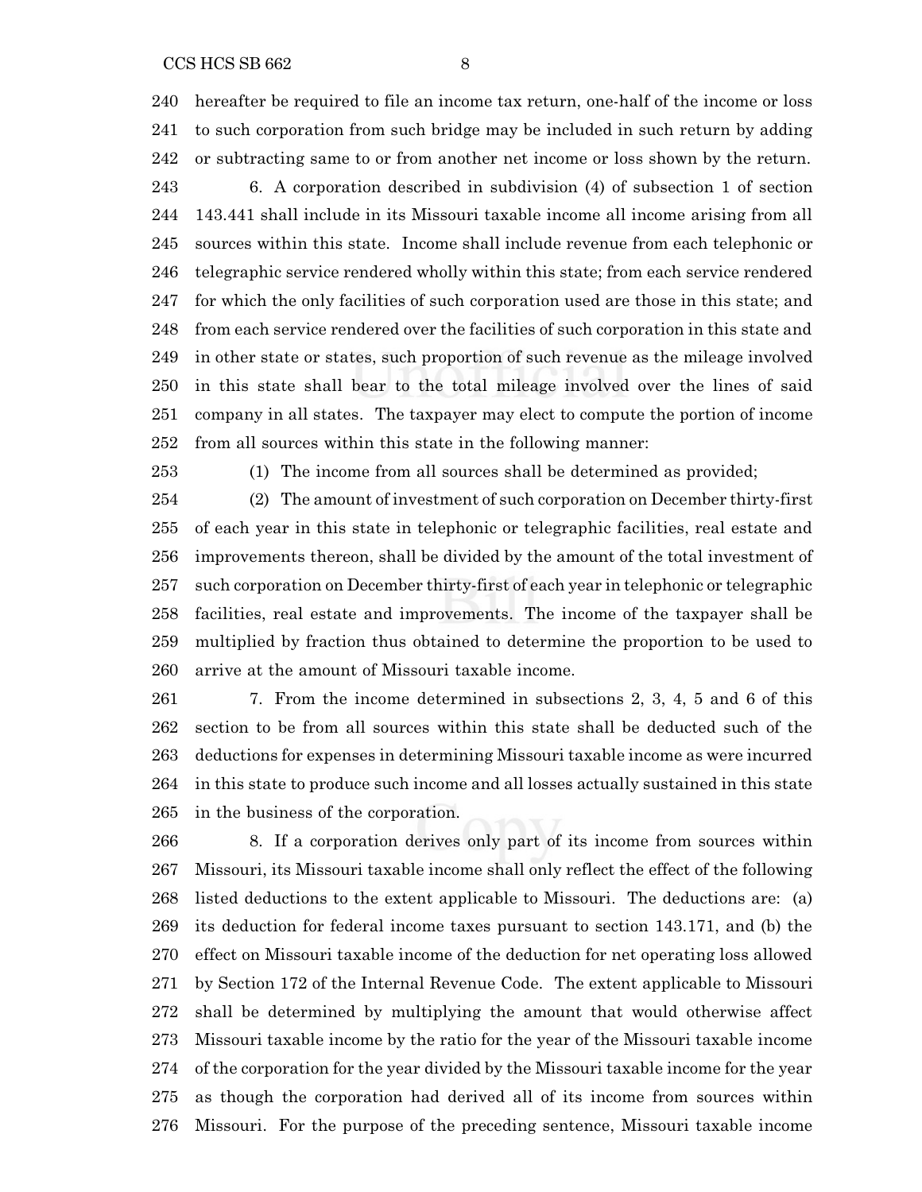hereafter be required to file an income tax return, one-half of the income or loss to such corporation from such bridge may be included in such return by adding or subtracting same to or from another net income or loss shown by the return.

6. A corporation described in subdivision (4) of subsection 1 of section 143.441 shall include in its Missouri taxable income all income arising from all sources within this state. Income shall include revenue from each telephonic or telegraphic service rendered wholly within this state; from each service rendered for which the only facilities of such corporation used are those in this state; and from each service rendered over the facilities of such corporation in this state and in other state or states, such proportion of such revenue as the mileage involved in this state shall bear to the total mileage involved over the lines of said company in all states. The taxpayer may elect to compute the portion of income from all sources within this state in the following manner:

(1) The income from all sources shall be determined as provided;

(2) The amount of investment of such corporation on December thirty-first of each year in this state in telephonic or telegraphic facilities, real estate and improvements thereon, shall be divided by the amount of the total investment of such corporation on December thirty-first of each year in telephonic or telegraphic facilities, real estate and improvements. The income of the taxpayer shall be multiplied by fraction thus obtained to determine the proportion to be used to arrive at the amount of Missouri taxable income.

7. From the income determined in subsections 2, 3, 4, 5 and 6 of this section to be from all sources within this state shall be deducted such of the deductions for expenses in determining Missouri taxable income as were incurred in this state to produce such income and all losses actually sustained in this state in the business of the corporation.

8. If a corporation derives only part of its income from sources within Missouri, its Missouri taxable income shall only reflect the effect of the following listed deductions to the extent applicable to Missouri. The deductions are: (a) its deduction for federal income taxes pursuant to section 143.171, and (b) the effect on Missouri taxable income of the deduction for net operating loss allowed by Section 172 of the Internal Revenue Code. The extent applicable to Missouri shall be determined by multiplying the amount that would otherwise affect Missouri taxable income by the ratio for the year of the Missouri taxable income of the corporation for the year divided by the Missouri taxable income for the year as though the corporation had derived all of its income from sources within Missouri. For the purpose of the preceding sentence, Missouri taxable income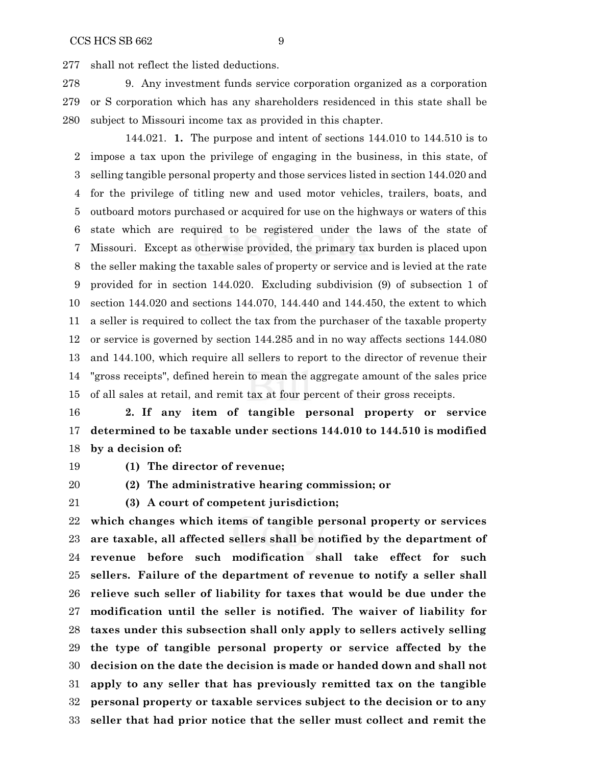shall not reflect the listed deductions.

9. Any investment funds service corporation organized as a corporation or S corporation which has any shareholders residenced in this state shall be subject to Missouri income tax as provided in this chapter.

144.021. **1.** The purpose and intent of sections 144.010 to 144.510 is to impose a tax upon the privilege of engaging in the business, in this state, of selling tangible personal property and those services listed in section 144.020 and for the privilege of titling new and used motor vehicles, trailers, boats, and outboard motors purchased or acquired for use on the highways or waters of this state which are required to be registered under the laws of the state of Missouri. Except as otherwise provided, the primary tax burden is placed upon the seller making the taxable sales of property or service and is levied at the rate provided for in section 144.020. Excluding subdivision (9) of subsection 1 of section 144.020 and sections 144.070, 144.440 and 144.450, the extent to which a seller is required to collect the tax from the purchaser of the taxable property or service is governed by section 144.285 and in no way affects sections 144.080 and 144.100, which require all sellers to report to the director of revenue their "gross receipts", defined herein to mean the aggregate amount of the sales price of all sales at retail, and remit tax at four percent of their gross receipts.

**2. If any item of tangible personal property or service determined to be taxable under sections 144.010 to 144.510 is modified by a decision of:**

**(1) The director of revenue;**

**(2) The administrative hearing commission; or**

**(3) A court of competent jurisdiction;**

**which changes which items of tangible personal property or services are taxable, all affected sellers shall be notified by the department of revenue before such modification shall take effect for such sellers. Failure of the department of revenue to notify a seller shall relieve such seller of liability for taxes that would be due under the modification until the seller is notified. The waiver of liability for taxes under this subsection shall only apply to sellers actively selling the type of tangible personal property or service affected by the decision on the date the decision is made or handed down and shall not apply to any seller that has previously remitted tax on the tangible personal property or taxable services subject to the decision or to any seller that had prior notice that the seller must collect and remit the**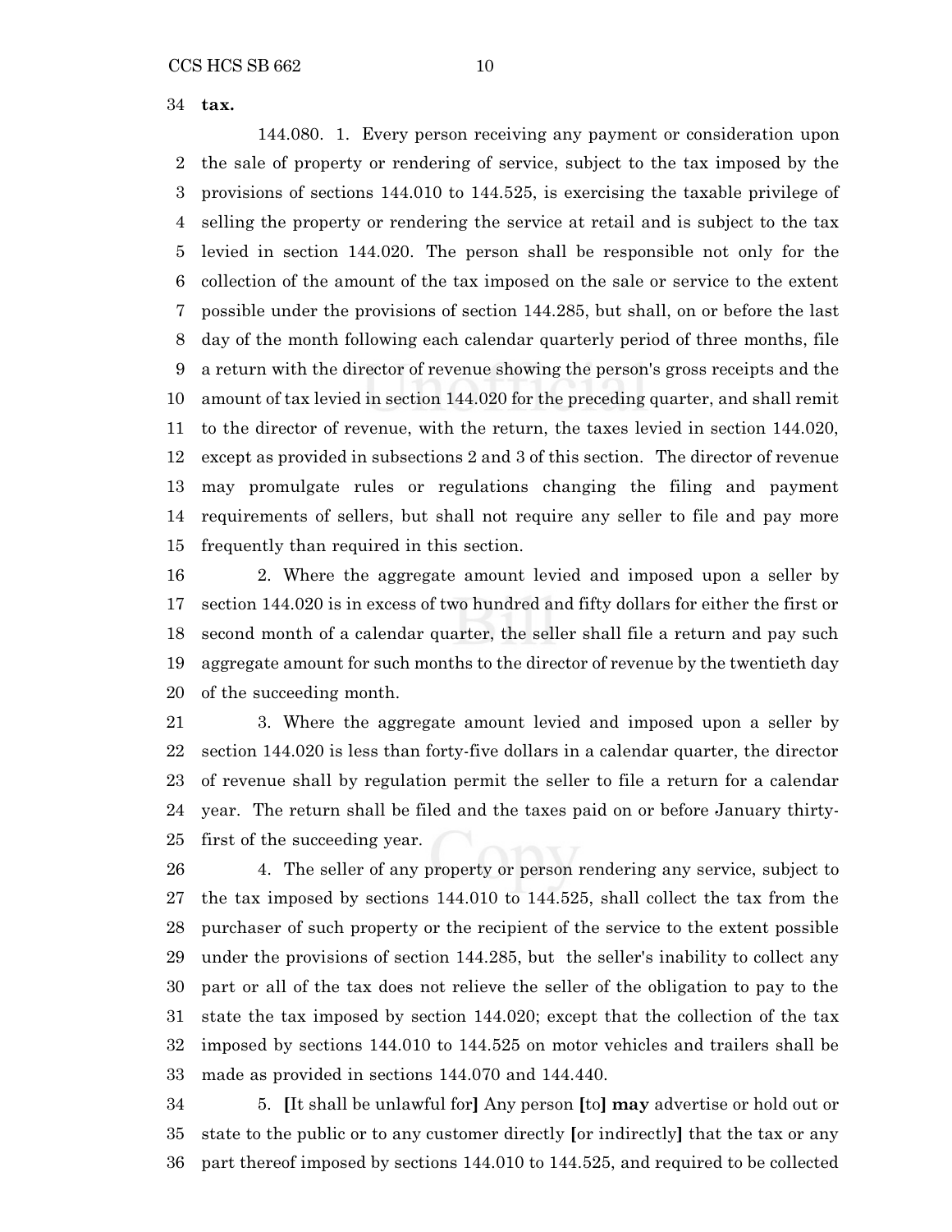**tax.**

144.080. 1. Every person receiving any payment or consideration upon the sale of property or rendering of service, subject to the tax imposed by the provisions of sections 144.010 to 144.525, is exercising the taxable privilege of selling the property or rendering the service at retail and is subject to the tax levied in section 144.020. The person shall be responsible not only for the collection of the amount of the tax imposed on the sale or service to the extent possible under the provisions of section 144.285, but shall, on or before the last day of the month following each calendar quarterly period of three months, file a return with the director of revenue showing the person's gross receipts and the amount of tax levied in section 144.020 for the preceding quarter, and shall remit to the director of revenue, with the return, the taxes levied in section 144.020, except as provided in subsections 2 and 3 of this section. The director of revenue may promulgate rules or regulations changing the filing and payment requirements of sellers, but shall not require any seller to file and pay more frequently than required in this section.

2. Where the aggregate amount levied and imposed upon a seller by section 144.020 is in excess of two hundred and fifty dollars for either the first or second month of a calendar quarter, the seller shall file a return and pay such aggregate amount for such months to the director of revenue by the twentieth day of the succeeding month.

3. Where the aggregate amount levied and imposed upon a seller by section 144.020 is less than forty-five dollars in a calendar quarter, the director of revenue shall by regulation permit the seller to file a return for a calendar year. The return shall be filed and the taxes paid on or before January thirty-first of the succeeding year.

4. The seller of any property or person rendering any service, subject to the tax imposed by sections 144.010 to 144.525, shall collect the tax from the purchaser of such property or the recipient of the service to the extent possible under the provisions of section 144.285, but the seller's inability to collect any part or all of the tax does not relieve the seller of the obligation to pay to the state the tax imposed by section 144.020; except that the collection of the tax imposed by sections 144.010 to 144.525 on motor vehicles and trailers shall be made as provided in sections 144.070 and 144.440.

5. **[**It shall be unlawful for**]** Any person **[**to**] may** advertise or hold out or state to the public or to any customer directly **[**or indirectly**]** that the tax or any part thereof imposed by sections 144.010 to 144.525, and required to be collected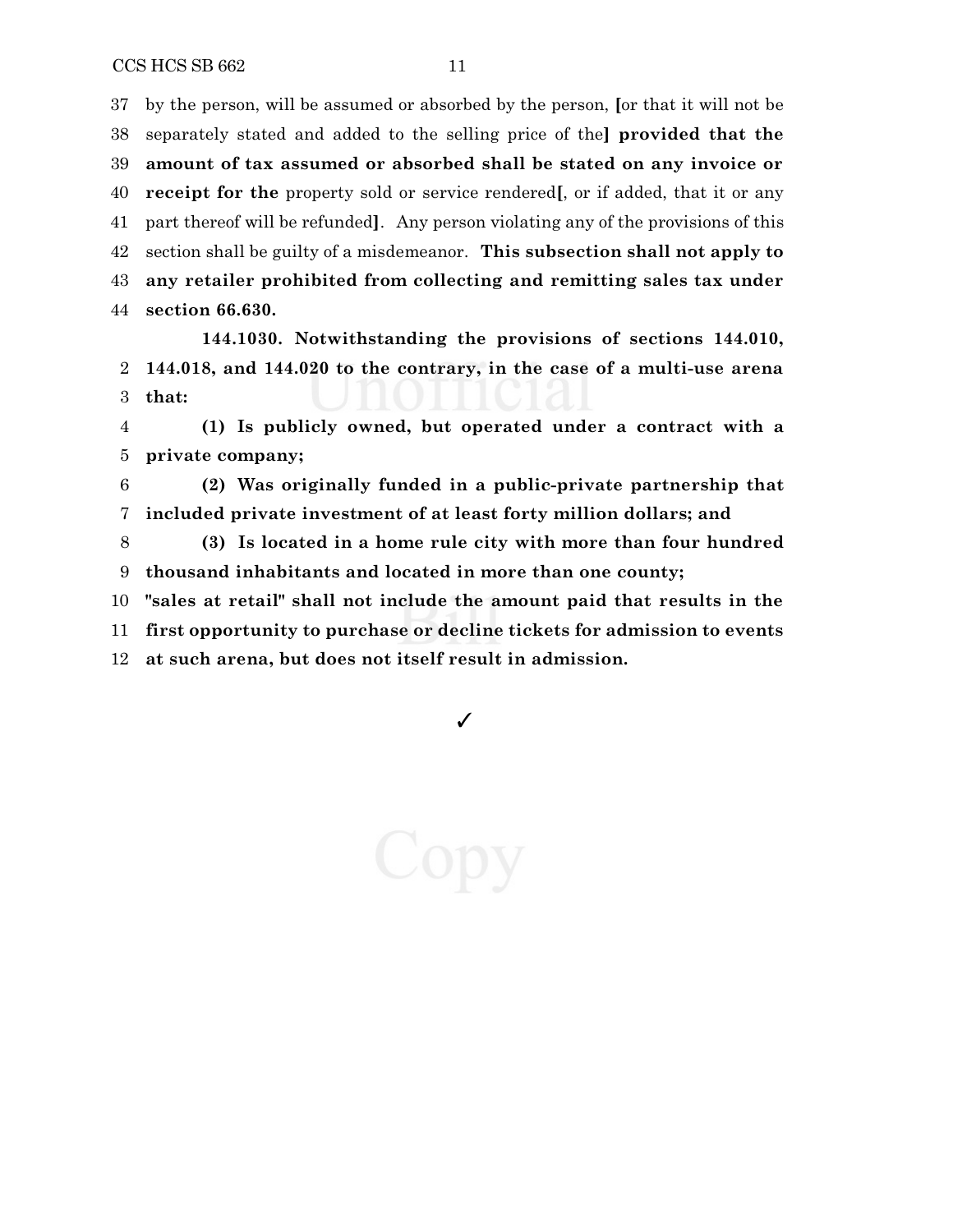by the person, will be assumed or absorbed by the person, [or that it will not be separately stated and added to the selling price of the] **provided that the amount of tax assumed or absorbed shall be stated on any invoice or receipt for the** property sold or service rendered[, or if added, that it or any part thereof will be refunded]. Any person violating any of the provisions of this section shall be guilty of a misdemeanor. **This subsection shall not apply to any retailer prohibited from collecting and remitting sales tax under section 66.630.**

**144.1030. Notwithstanding the provisions of sections 144.010, 144.018, and 144.020 to the contrary, in the case of a multi-use arena that:**

**(1) Is publicly owned, but operated under a contract with a private company;**

**(2) Was originally funded in a public-private partnership that included private investment of at least forty million dollars; and**

**(3) Is located in a home rule city with more than four hundred thousand inhabitants and located in more than one county;**

**"sales at retail" shall not include the amount paid that results in the first opportunity to purchase or decline tickets for admission to events at such arena, but does not itself result in admission.**

✓